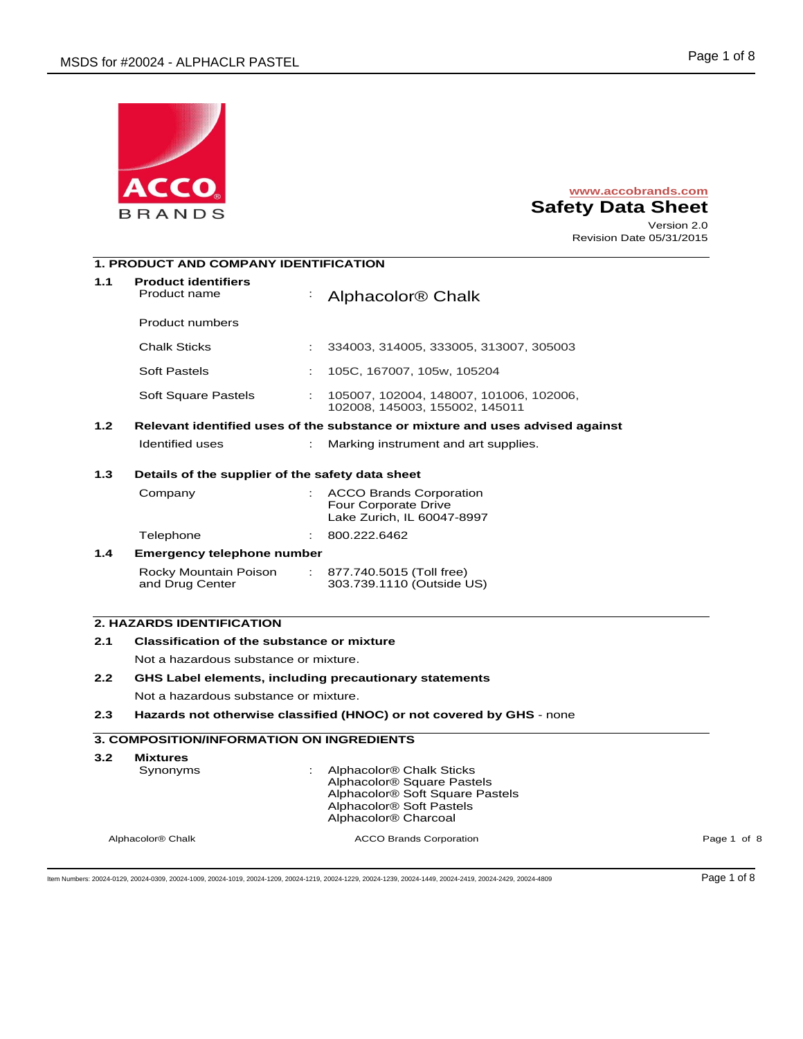ACCO BRANDS

www.accobrands.com

# Safety Data Sheet

Version 2.0
Revision Date 05/31/2015

## 1. PRODUCT AND COMPANY IDENTIFICATION

### 1.1 Product identifiers

| | | |
|---|---|---|
| Product name | : | Alphacolor® Chalk |
| Product numbers | | |
| Chalk Sticks | : | 334003, 314005, 333005, 313007, 305003 |
| Soft Pastels | : | 105C, 167007, 105w, 105204 |
| Soft Square Pastels | : | 105007, 102004, 148007, 101006, 102006, 102008, 145003, 155002, 145011 |

### 1.2 Relevant identified uses of the substance or mixture and uses advised against

| | | |
|---|---|---|
| Identified uses | : | Marking instrument and art supplies. |

### 1.3 Details of the supplier of the safety data sheet

| | | |
|---|---|---|
| Company | : | ACCO Brands Corporation<br>Four Corporate Drive<br>Lake Zurich, IL 60047-8997 |
| Telephone | : | 800.222.6462 |

### 1.4 Emergency telephone number

| | | |
|---|---|---|
| Rocky Mountain Poison and Drug Center | : | 877.740.5015 (Toll free)<br>303.739.1110 (Outside US) |

## 2. HAZARDS IDENTIFICATION

### 2.1 Classification of the substance or mixture

Not a hazardous substance or mixture.

### 2.2 GHS Label elements, including precautionary statements

Not a hazardous substance or mixture.

### 2.3 Hazards not otherwise classified (HNOC) or not covered by GHS - none

## 3. COMPOSITION/INFORMATION ON INGREDIENTS

### 3.2 Mixtures

| | | |
|---|---|---|
| Synonyms | : | Alphacolor® Chalk Sticks<br>Alphacolor® Square Pastels<br>Alphacolor® Soft Square Pastels<br>Alphacolor® Soft Pastels<br>Alphacolor® Charcoal |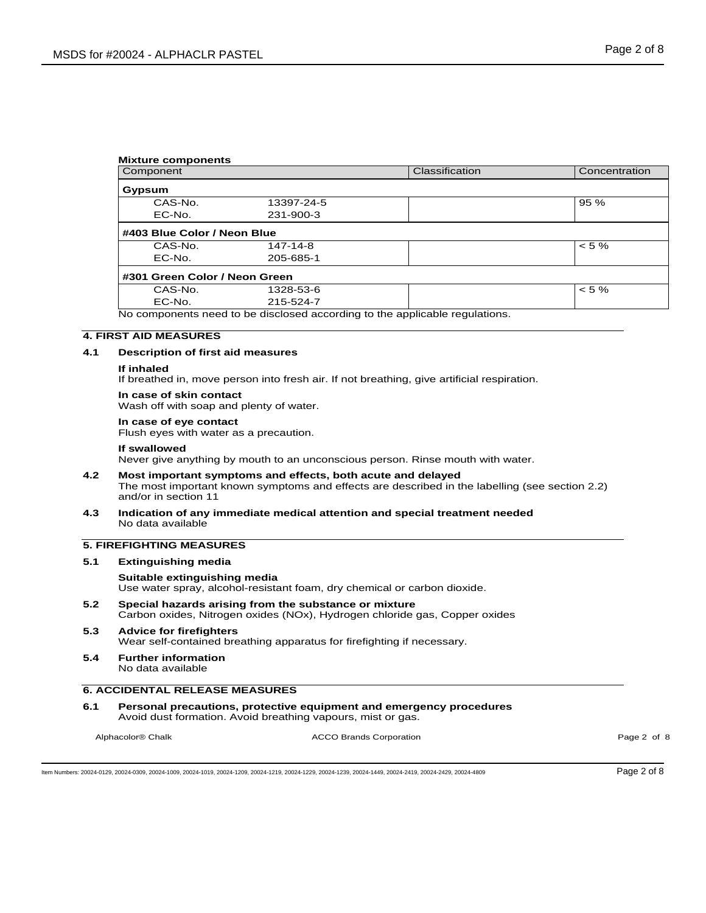**Mixture components**

| Component | | Classification | Concentration |
|---|---|---|---|
| **Gypsum** | | | |
| CAS-No. | 13397-24-5 | | 95 % |
| EC-No. | 231-900-3 | | |
| **#403 Blue Color / Neon Blue** | | | |
| CAS-No. | 147-14-8 | | < 5 % |
| EC-No. | 205-685-1 | | |
| **#301 Green Color / Neon Green** | | | |
| CAS-No. | 1328-53-6 | | < 5 % |
| EC-No. | 215-524-7 | | |

No components need to be disclosed according to the applicable regulations.

## 4. FIRST AID MEASURES

### 4.1 Description of first aid measures

**If inhaled**
If breathed in, move person into fresh air. If not breathing, give artificial respiration.

**In case of skin contact**
Wash off with soap and plenty of water.

**In case of eye contact**
Flush eyes with water as a precaution.

**If swallowed**
Never give anything by mouth to an unconscious person. Rinse mouth with water.

### 4.2 Most important symptoms and effects, both acute and delayed

The most important known symptoms and effects are described in the labelling (see section 2.2) and/or in section 11

### 4.3 Indication of any immediate medical attention and special treatment needed

No data available

## 5. FIREFIGHTING MEASURES

### 5.1 Extinguishing media

**Suitable extinguishing media**
Use water spray, alcohol-resistant foam, dry chemical or carbon dioxide.

### 5.2 Special hazards arising from the substance or mixture

Carbon oxides, Nitrogen oxides (NOx), Hydrogen chloride gas, Copper oxides

### 5.3 Advice for firefighters

Wear self-contained breathing apparatus for firefighting if necessary.

### 5.4 Further information

No data available

## 6. ACCIDENTAL RELEASE MEASURES

### 6.1 Personal precautions, protective equipment and emergency procedures

Avoid dust formation. Avoid breathing vapours, mist or gas.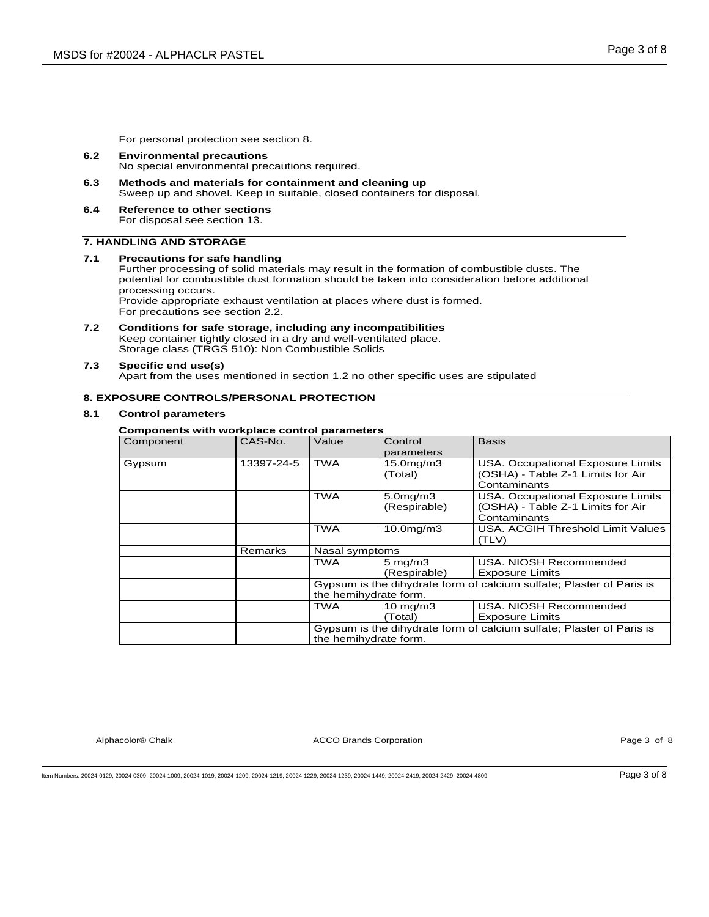For personal protection see section 8.

**6.2 Environmental precautions**
No special environmental precautions required.

**6.3 Methods and materials for containment and cleaning up**
Sweep up and shovel. Keep in suitable, closed containers for disposal.

**6.4 Reference to other sections**
For disposal see section 13.

## 7. HANDLING AND STORAGE

**7.1 Precautions for safe handling**
Further processing of solid materials may result in the formation of combustible dusts. The potential for combustible dust formation should be taken into consideration before additional processing occurs.
Provide appropriate exhaust ventilation at places where dust is formed.
For precautions see section 2.2.

**7.2 Conditions for safe storage, including any incompatibilities**
Keep container tightly closed in a dry and well-ventilated place.
Storage class (TRGS 510): Non Combustible Solids

**7.3 Specific end use(s)**
Apart from the uses mentioned in section 1.2 no other specific uses are stipulated

## 8. EXPOSURE CONTROLS/PERSONAL PROTECTION

**8.1 Control parameters**

**Components with workplace control parameters**

| Component | CAS-No. | Value | Control parameters | Basis |
|---|---|---|---|---|
| Gypsum | 13397-24-5 | TWA | 15.0mg/m3 (Total) | USA. Occupational Exposure Limits (OSHA) - Table Z-1 Limits for Air Contaminants |
| | | TWA | 5.0mg/m3 (Respirable) | USA. Occupational Exposure Limits (OSHA) - Table Z-1 Limits for Air Contaminants |
| | | TWA | 10.0mg/m3 | USA. ACGIH Threshold Limit Values (TLV) |
| | Remarks | Nasal symptoms | | |
| | | TWA | 5 mg/m3 (Respirable) | USA. NIOSH Recommended Exposure Limits |
| | | Gypsum is the dihydrate form of calcium sulfate; Plaster of Paris is the hemihydrate form. | | |
| | | TWA | 10 mg/m3 (Total) | USA. NIOSH Recommended Exposure Limits |
| | | Gypsum is the dihydrate form of calcium sulfate; Plaster of Paris is the hemihydrate form. | | |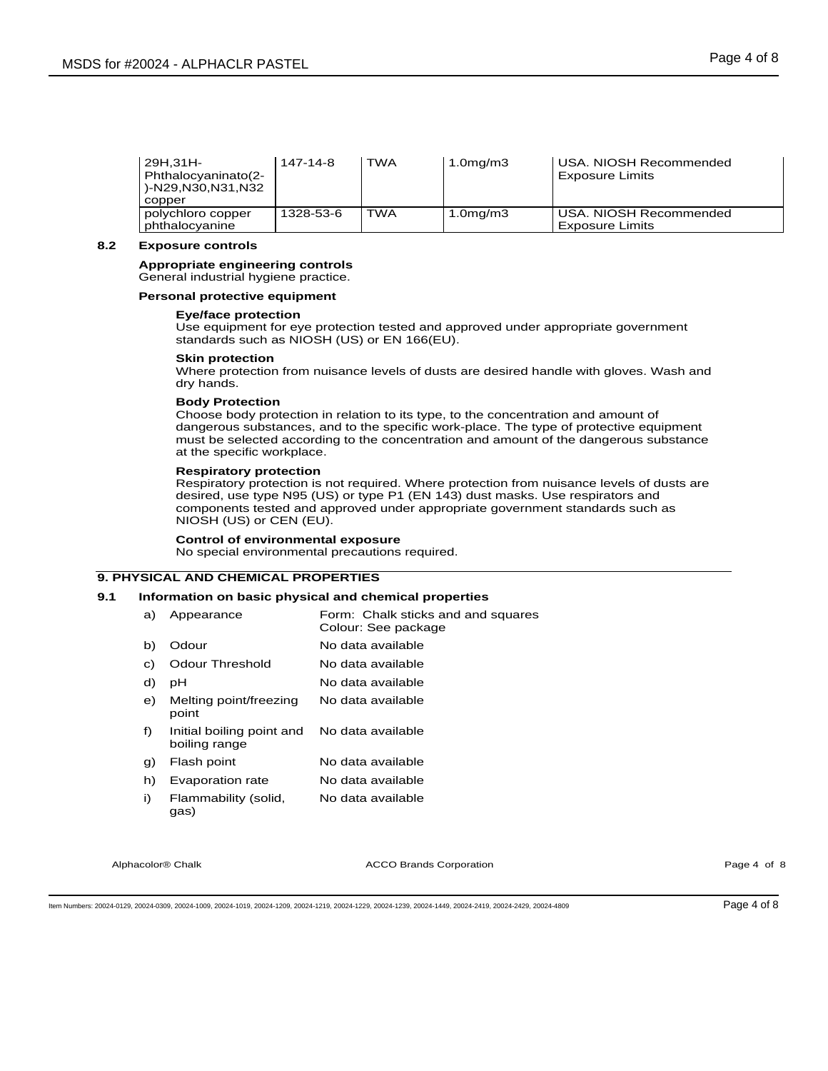| | | | | |
|---|---|---|---|---|
| 29H,31H-Phthalocyaninato(2-)-N29,N30,N31,N32 copper | 147-14-8 | TWA | 1.0mg/m3 | USA. NIOSH Recommended Exposure Limits |
| polychloro copper phthalocyanine | 1328-53-6 | TWA | 1.0mg/m3 | USA. NIOSH Recommended Exposure Limits |

### 8.2 Exposure controls

**Appropriate engineering controls**
General industrial hygiene practice.

**Personal protective equipment**

**Eye/face protection**
Use equipment for eye protection tested and approved under appropriate government standards such as NIOSH (US) or EN 166(EU).

**Skin protection**
Where protection from nuisance levels of dusts are desired handle with gloves. Wash and dry hands.

**Body Protection**
Choose body protection in relation to its type, to the concentration and amount of dangerous substances, and to the specific work-place. The type of protective equipment must be selected according to the concentration and amount of the dangerous substance at the specific workplace.

**Respiratory protection**
Respiratory protection is not required. Where protection from nuisance levels of dusts are desired, use type N95 (US) or type P1 (EN 143) dust masks. Use respirators and components tested and approved under appropriate government standards such as NIOSH (US) or CEN (EU).

**Control of environmental exposure**
No special environmental precautions required.

## 9. PHYSICAL AND CHEMICAL PROPERTIES

### 9.1 Information on basic physical and chemical properties

| | | |
|---|---|---|
| a) | Appearance | Form: Chalk sticks and squares<br>Colour: See package |
| b) | Odour | No data available |
| c) | Odour Threshold | No data available |
| d) | pH | No data available |
| e) | Melting point/freezing point | No data available |
| f) | Initial boiling point and boiling range | No data available |
| g) | Flash point | No data available |
| h) | Evaporation rate | No data available |
| i) | Flammability (solid, gas) | No data available |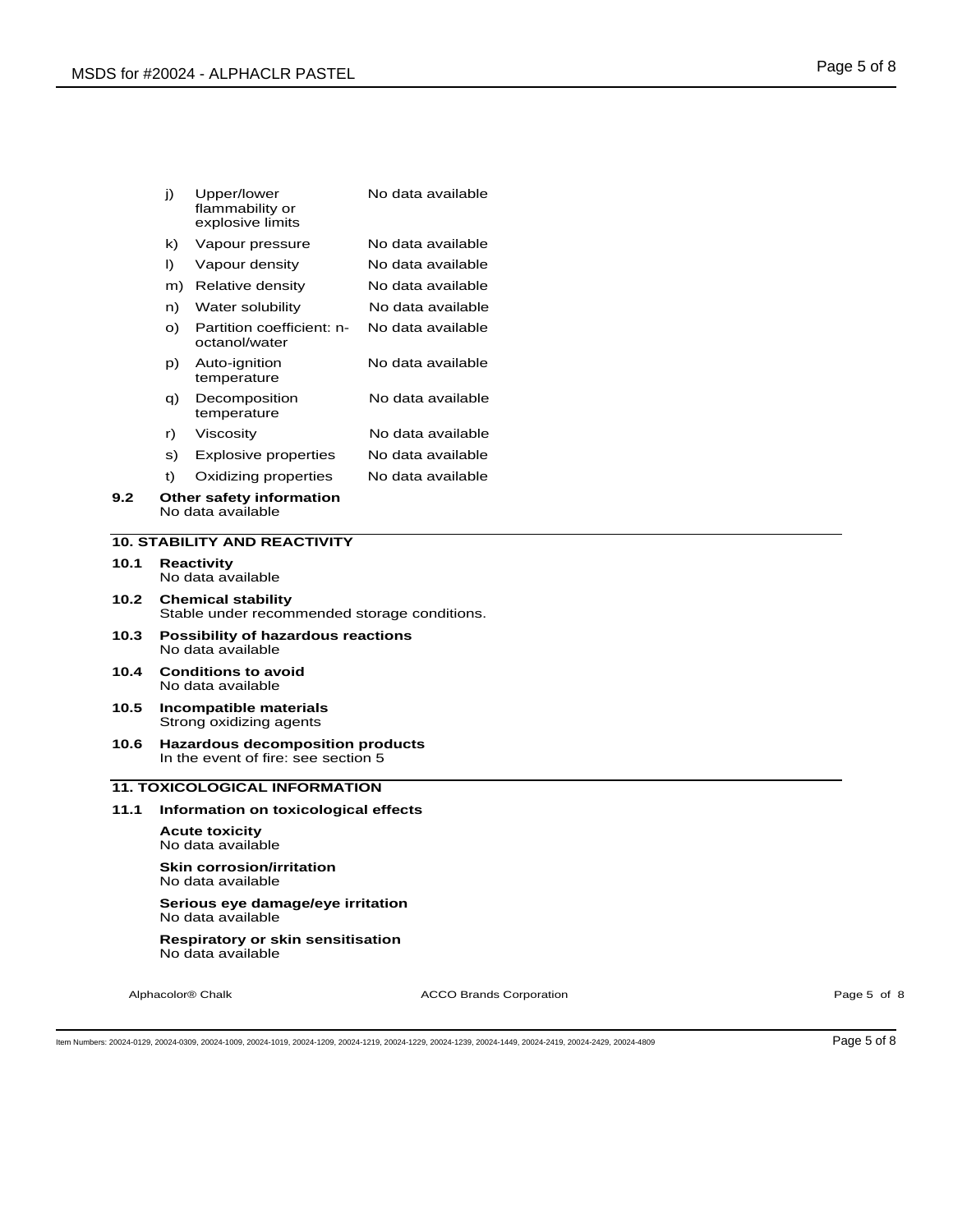| | | |
|---|---|---|
| j) | Upper/lower flammability or explosive limits | No data available |
| k) | Vapour pressure | No data available |
| l) | Vapour density | No data available |
| m) | Relative density | No data available |
| n) | Water solubility | No data available |
| o) | Partition coefficient: n-octanol/water | No data available |
| p) | Auto-ignition temperature | No data available |
| q) | Decomposition temperature | No data available |
| r) | Viscosity | No data available |
| s) | Explosive properties | No data available |
| t) | Oxidizing properties | No data available |

**9.2 Other safety information**
No data available

## 10. STABILITY AND REACTIVITY

**10.1 Reactivity**
No data available

**10.2 Chemical stability**
Stable under recommended storage conditions.

**10.3 Possibility of hazardous reactions**
No data available

**10.4 Conditions to avoid**
No data available

**10.5 Incompatible materials**
Strong oxidizing agents

**10.6 Hazardous decomposition products**
In the event of fire: see section 5

## 11. TOXICOLOGICAL INFORMATION

**11.1 Information on toxicological effects**

**Acute toxicity**
No data available

**Skin corrosion/irritation**
No data available

**Serious eye damage/eye irritation**
No data available

**Respiratory or skin sensitisation**
No data available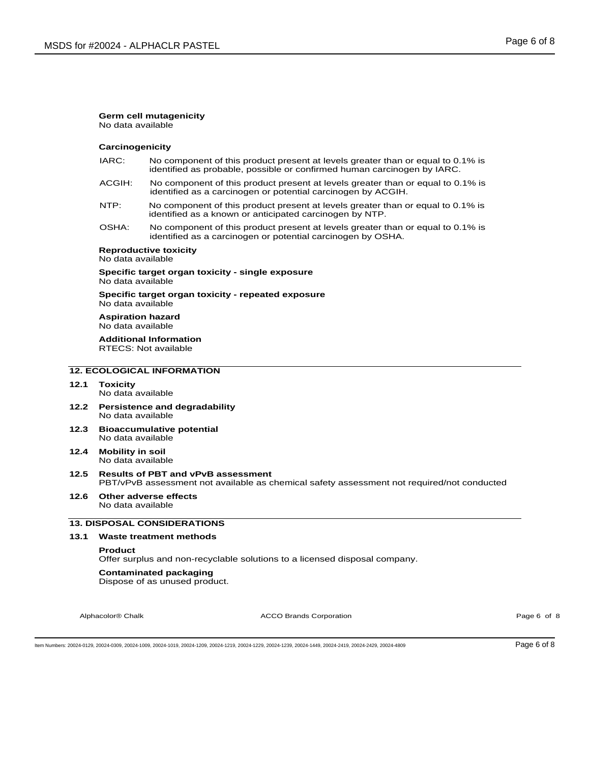**Germ cell mutagenicity**
No data available

**Carcinogenicity**

IARC: No component of this product present at levels greater than or equal to 0.1% is identified as probable, possible or confirmed human carcinogen by IARC.

ACGIH: No component of this product present at levels greater than or equal to 0.1% is identified as a carcinogen or potential carcinogen by ACGIH.

NTP: No component of this product present at levels greater than or equal to 0.1% is identified as a known or anticipated carcinogen by NTP.

OSHA: No component of this product present at levels greater than or equal to 0.1% is identified as a carcinogen or potential carcinogen by OSHA.

**Reproductive toxicity**
No data available

**Specific target organ toxicity - single exposure**
No data available

**Specific target organ toxicity - repeated exposure**
No data available

**Aspiration hazard**
No data available

**Additional Information**
RTECS: Not available

## 12. ECOLOGICAL INFORMATION

**12.1 Toxicity**
No data available

**12.2 Persistence and degradability**
No data available

**12.3 Bioaccumulative potential**
No data available

**12.4 Mobility in soil**
No data available

**12.5 Results of PBT and vPvB assessment**
PBT/vPvB assessment not available as chemical safety assessment not required/not conducted

**12.6 Other adverse effects**
No data available

## 13. DISPOSAL CONSIDERATIONS

**13.1 Waste treatment methods**

**Product**
Offer surplus and non-recyclable solutions to a licensed disposal company.

**Contaminated packaging**
Dispose of as unused product.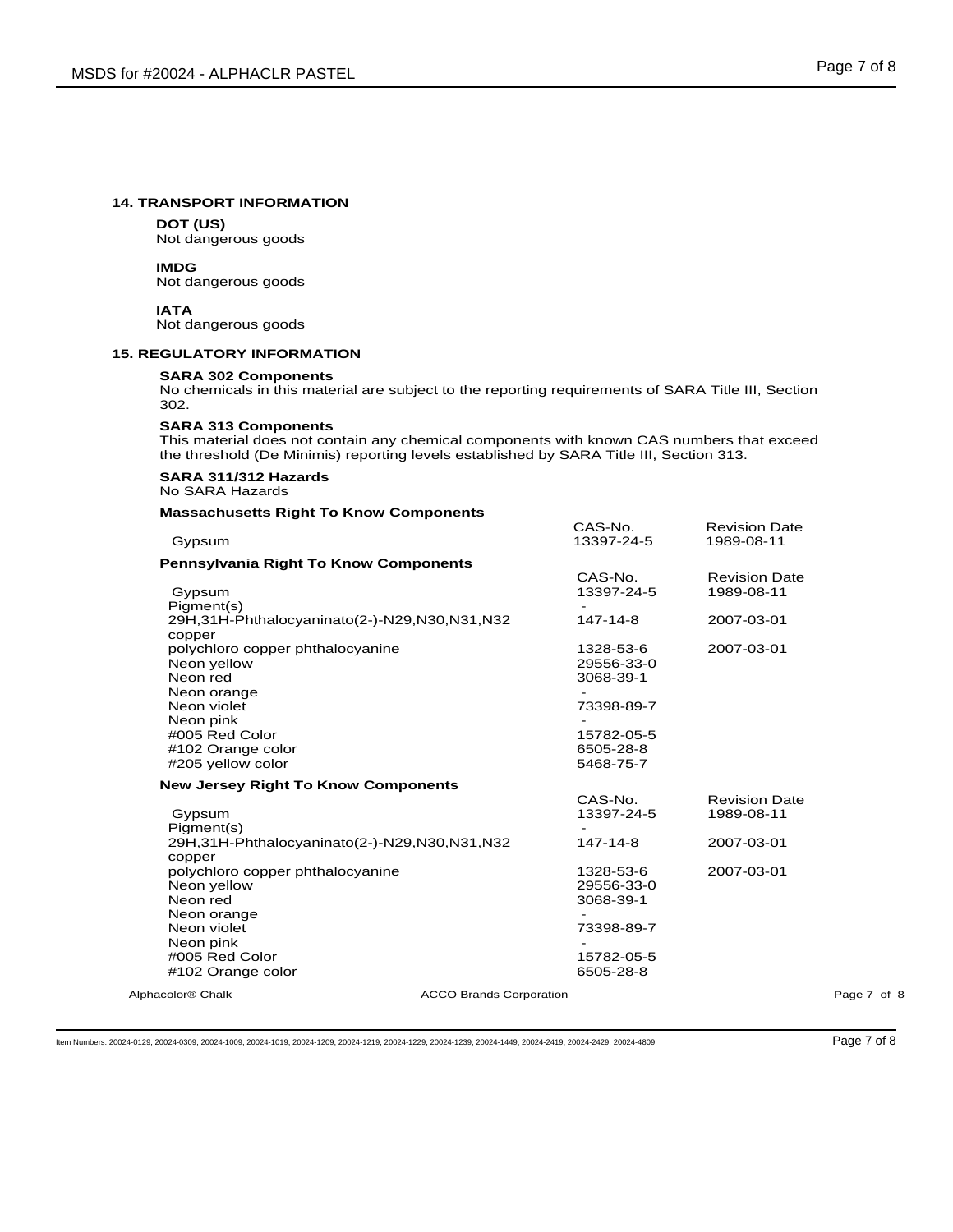## 14. TRANSPORT INFORMATION

**DOT (US)**
Not dangerous goods

**IMDG**
Not dangerous goods

**IATA**
Not dangerous goods

## 15. REGULATORY INFORMATION

**SARA 302 Components**
No chemicals in this material are subject to the reporting requirements of SARA Title III, Section 302.

**SARA 313 Components**
This material does not contain any chemical components with known CAS numbers that exceed the threshold (De Minimis) reporting levels established by SARA Title III, Section 313.

**SARA 311/312 Hazards**
No SARA Hazards

**Massachusetts Right To Know Components**

| | CAS-No. | Revision Date |
|---|---|---|
| Gypsum | 13397-24-5 | 1989-08-11 |

**Pennsylvania Right To Know Components**

| | CAS-No. | Revision Date |
|---|---|---|
| Gypsum | 13397-24-5 | 1989-08-11 |
| Pigment(s) | - | |
| 29H,31H-Phthalocyaninato(2-)-N29,N30,N31,N32 copper | 147-14-8 | 2007-03-01 |
| polychloro copper phthalocyanine | 1328-53-6 | 2007-03-01 |
| Neon yellow | 29556-33-0 | |
| Neon red | 3068-39-1 | |
| Neon orange | - | |
| Neon violet | 73398-89-7 | |
| Neon pink | - | |
| #005 Red Color | 15782-05-5 | |
| #102 Orange color | 6505-28-8 | |
| #205 yellow color | 5468-75-7 | |

**New Jersey Right To Know Components**

| | CAS-No. | Revision Date |
|---|---|---|
| Gypsum | 13397-24-5 | 1989-08-11 |
| Pigment(s) | - | |
| 29H,31H-Phthalocyaninato(2-)-N29,N30,N31,N32 copper | 147-14-8 | 2007-03-01 |
| polychloro copper phthalocyanine | 1328-53-6 | 2007-03-01 |
| Neon yellow | 29556-33-0 | |
| Neon red | 3068-39-1 | |
| Neon orange | - | |
| Neon violet | 73398-89-7 | |
| Neon pink | - | |
| #005 Red Color | 15782-05-5 | |
| #102 Orange color | 6505-28-8 | |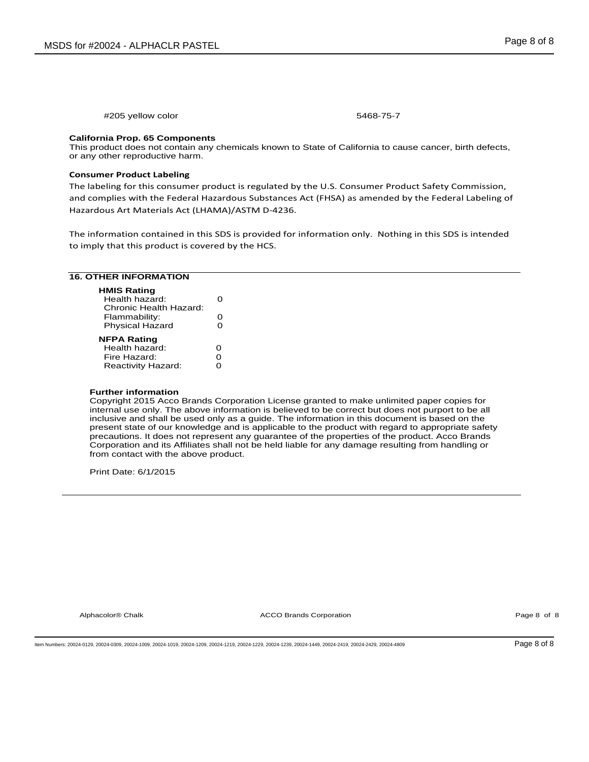| | |
|---|---|
| #205 yellow color | 5468-75-7 |

**California Prop. 65 Components**
This product does not contain any chemicals known to State of California to cause cancer, birth defects, or any other reproductive harm.

**Consumer Product Labeling**

The labeling for this consumer product is regulated by the U.S. Consumer Product Safety Commission, and complies with the Federal Hazardous Substances Act (FHSA) as amended by the Federal Labeling of Hazardous Art Materials Act (LHAMA)/ASTM D-4236.

The information contained in this SDS is provided for information only. Nothing in this SDS is intended to imply that this product is covered by the HCS.

## 16. OTHER INFORMATION

**HMIS Rating**

| | |
|---|---|
| Health hazard: | 0 |
| Chronic Health Hazard: | |
| Flammability: | 0 |
| Physical Hazard | 0 |

**NFPA Rating**

| | |
|---|---|
| Health hazard: | 0 |
| Fire Hazard: | 0 |
| Reactivity Hazard: | 0 |

**Further information**
Copyright 2015 Acco Brands Corporation License granted to make unlimited paper copies for internal use only. The above information is believed to be correct but does not purport to be all inclusive and shall be used only as a guide. The information in this document is based on the present state of our knowledge and is applicable to the product with regard to appropriate safety precautions. It does not represent any guarantee of the properties of the product. Acco Brands Corporation and its Affiliates shall not be held liable for any damage resulting from handling or from contact with the above product.

Print Date: 6/1/2015